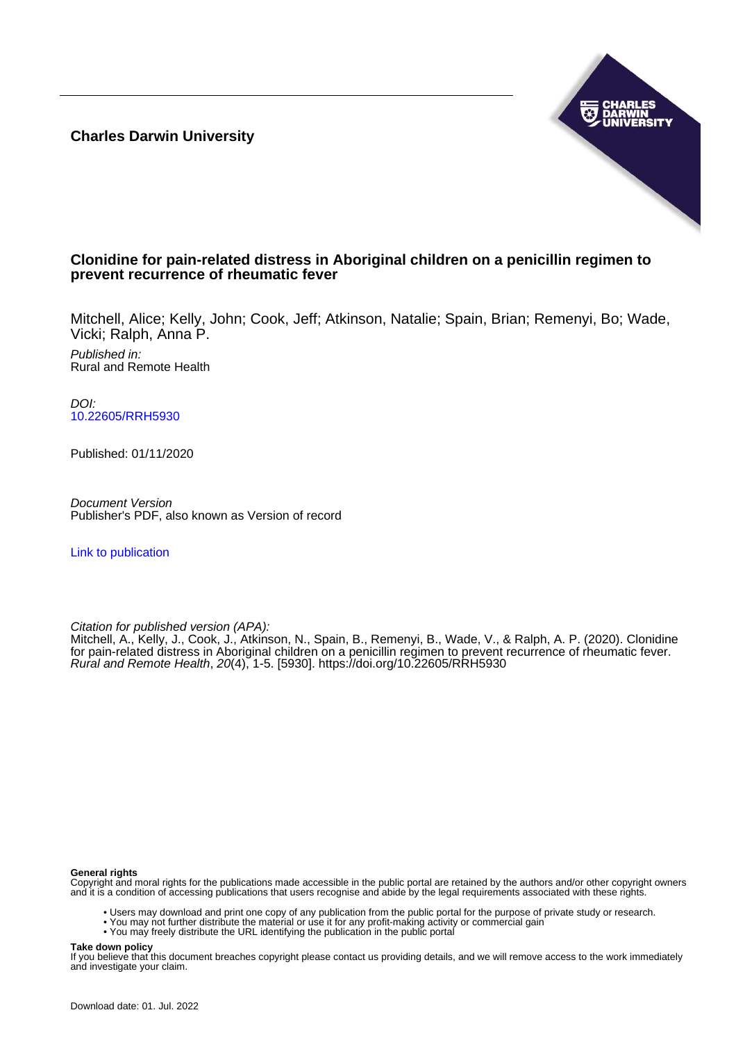**Charles Darwin University**

# Clonidine for pain-related distress in Aboriginal children on a penicillin regimen to prevent recurrence of rheumatic fever

Mitchell, Alice; Kelly, John; Cook, Jeff; Atkinson, Natalie; Spain, Brian; Remenyi, Bo; Wade, Vicki; Ralph, Anna P.

*Published in:*
Rural and Remote Health

*DOI:*
10.22605/RRH5930

Published: 01/11/2020

*Document Version*
Publisher's PDF, also known as Version of record

Link to publication

*Citation for published version (APA):*
Mitchell, A., Kelly, J., Cook, J., Atkinson, N., Spain, B., Remenyi, B., Wade, V., & Ralph, A. P. (2020). Clonidine for pain-related distress in Aboriginal children on a penicillin regimen to prevent recurrence of rheumatic fever. *Rural and Remote Health*, *20*(4), 1-5. [5930]. https://doi.org/10.22605/RRH5930

**General rights**
Copyright and moral rights for the publications made accessible in the public portal are retained by the authors and/or other copyright owners and it is a condition of accessing publications that users recognise and abide by the legal requirements associated with these rights.

- Users may download and print one copy of any publication from the public portal for the purpose of private study or research.
- You may not further distribute the material or use it for any profit-making activity or commercial gain
- You may freely distribute the URL identifying the publication in the public portal

**Take down policy**
If you believe that this document breaches copyright please contact us providing details, and we will remove access to the work immediately and investigate your claim.

Download date: 01. Jul. 2022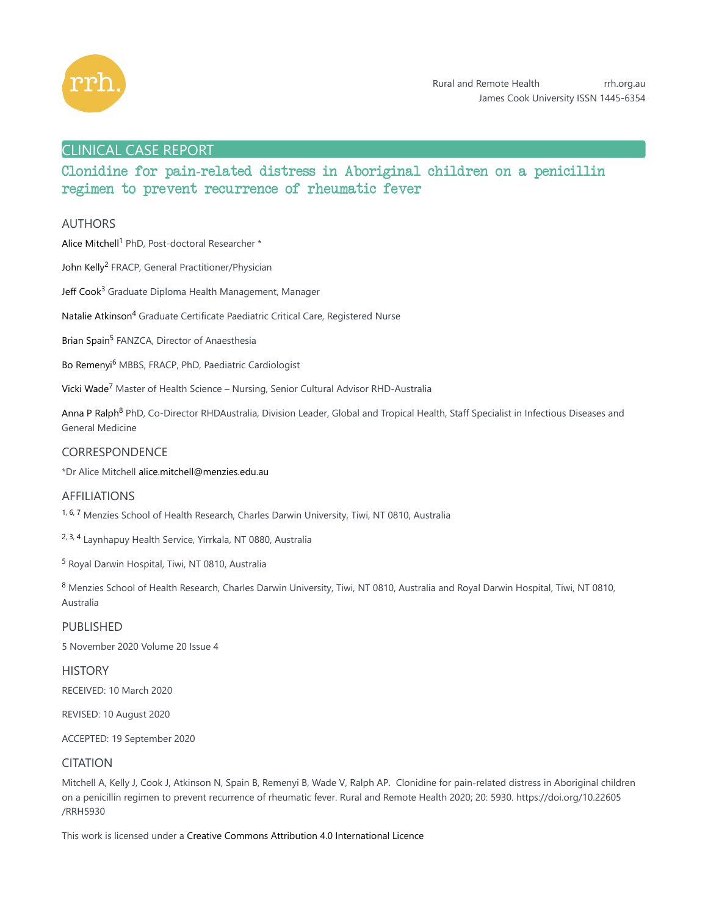## CLINICAL CASE REPORT

# Clonidine for pain-related distress in Aboriginal children on a penicillin regimen to prevent recurrence of rheumatic fever

### AUTHORS

Alice Mitchell[1] PhD, Post-doctoral Researcher *

John Kelly[2] FRACP, General Practitioner/Physician

Jeff Cook[3] Graduate Diploma Health Management, Manager

Natalie Atkinson[4] Graduate Certificate Paediatric Critical Care, Registered Nurse

Brian Spain[5] FANZCA, Director of Anaesthesia

Bo Remenyi[6] MBBS, FRACP, PhD, Paediatric Cardiologist

Vicki Wade[7] Master of Health Science – Nursing, Senior Cultural Advisor RHD-Australia

Anna P Ralph[8] PhD, Co-Director RHDAustralia, Division Leader, Global and Tropical Health, Staff Specialist in Infectious Diseases and General Medicine

### CORRESPONDENCE

*Dr Alice Mitchell alice.mitchell@menzies.edu.au

### AFFILIATIONS

[1, 6, 7] Menzies School of Health Research, Charles Darwin University, Tiwi, NT 0810, Australia

[2, 3, 4] Laynhapuy Health Service, Yirrkala, NT 0880, Australia

[5] Royal Darwin Hospital, Tiwi, NT 0810, Australia

[8] Menzies School of Health Research, Charles Darwin University, Tiwi, NT 0810, Australia and Royal Darwin Hospital, Tiwi, NT 0810, Australia

### PUBLISHED

5 November 2020 Volume 20 Issue 4

### HISTORY

RECEIVED: 10 March 2020

REVISED: 10 August 2020

ACCEPTED: 19 September 2020

### CITATION

Mitchell A, Kelly J, Cook J, Atkinson N, Spain B, Remenyi B, Wade V, Ralph AP. Clonidine for pain-related distress in Aboriginal children on a penicillin regimen to prevent recurrence of rheumatic fever. Rural and Remote Health 2020; 20: 5930. https://doi.org/10.22605/RRH5930

This work is licensed under a Creative Commons Attribution 4.0 International Licence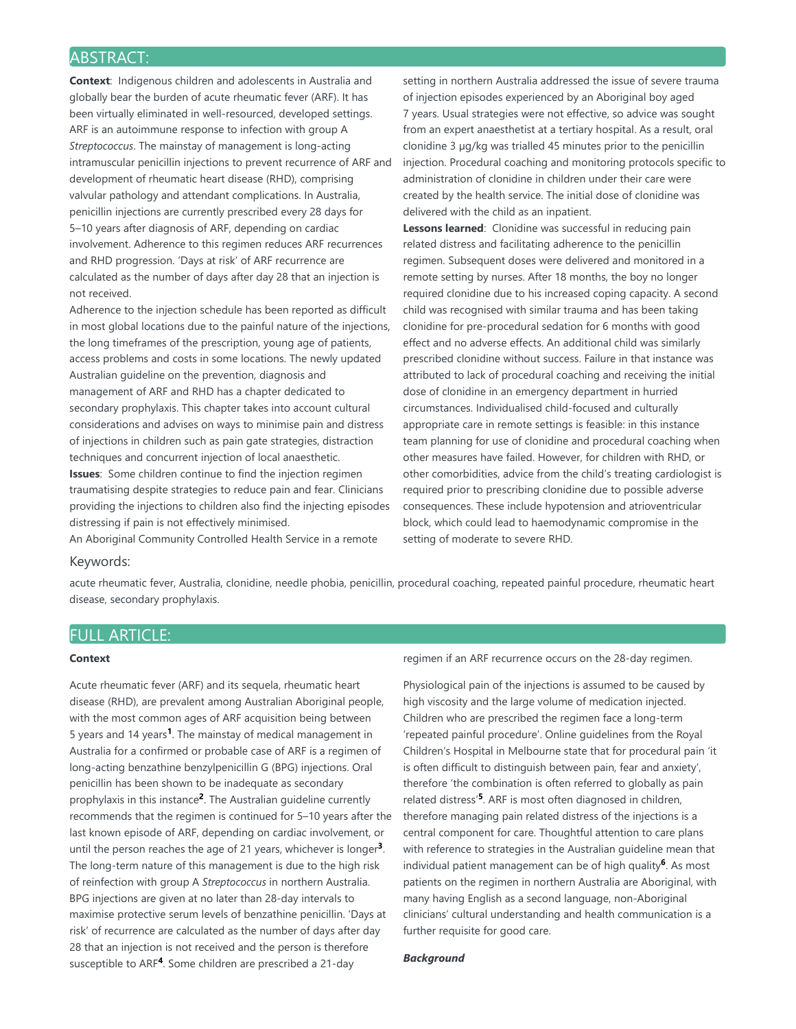## ABSTRACT:

**Context**: Indigenous children and adolescents in Australia and globally bear the burden of acute rheumatic fever (ARF). It has been virtually eliminated in well-resourced, developed settings. ARF is an autoimmune response to infection with group A *Streptococcus*. The mainstay of management is long-acting intramuscular penicillin injections to prevent recurrence of ARF and development of rheumatic heart disease (RHD), comprising valvular pathology and attendant complications. In Australia, penicillin injections are currently prescribed every 28 days for 5–10 years after diagnosis of ARF, depending on cardiac involvement. Adherence to this regimen reduces ARF recurrences and RHD progression. 'Days at risk' of ARF recurrence are calculated as the number of days after day 28 that an injection is not received.

Adherence to the injection schedule has been reported as difficult in most global locations due to the painful nature of the injections, the long timeframes of the prescription, young age of patients, access problems and costs in some locations. The newly updated Australian guideline on the prevention, diagnosis and management of ARF and RHD has a chapter dedicated to secondary prophylaxis. This chapter takes into account cultural considerations and advises on ways to minimise pain and distress of injections in children such as pain gate strategies, distraction techniques and concurrent injection of local anaesthetic.

**Issues**: Some children continue to find the injection regimen traumatising despite strategies to reduce pain and fear. Clinicians providing the injections to children also find the injecting episodes distressing if pain is not effectively minimised.

An Aboriginal Community Controlled Health Service in a remote setting in northern Australia addressed the issue of severe trauma of injection episodes experienced by an Aboriginal boy aged 7 years. Usual strategies were not effective, so advice was sought from an expert anaesthetist at a tertiary hospital. As a result, oral clonidine 3 µg/kg was trialled 45 minutes prior to the penicillin injection. Procedural coaching and monitoring protocols specific to administration of clonidine in children under their care were created by the health service. The initial dose of clonidine was delivered with the child as an inpatient.

**Lessons learned**: Clonidine was successful in reducing pain related distress and facilitating adherence to the penicillin regimen. Subsequent doses were delivered and monitored in a remote setting by nurses. After 18 months, the boy no longer required clonidine due to his increased coping capacity. A second child was recognised with similar trauma and has been taking clonidine for pre-procedural sedation for 6 months with good effect and no adverse effects. An additional child was similarly prescribed clonidine without success. Failure in that instance was attributed to lack of procedural coaching and receiving the initial dose of clonidine in an emergency department in hurried circumstances. Individualised child-focused and culturally appropriate care in remote settings is feasible: in this instance team planning for use of clonidine and procedural coaching when other measures have failed. However, for children with RHD, or other comorbidities, advice from the child's treating cardiologist is required prior to prescribing clonidine due to possible adverse consequences. These include hypotension and atrioventricular block, which could lead to haemodynamic compromise in the setting of moderate to severe RHD.

### Keywords:

acute rheumatic fever, Australia, clonidine, needle phobia, penicillin, procedural coaching, repeated painful procedure, rheumatic heart disease, secondary prophylaxis.

## FULL ARTICLE:

### Context

Acute rheumatic fever (ARF) and its sequela, rheumatic heart disease (RHD), are prevalent among Australian Aboriginal people, with the most common ages of ARF acquisition being between 5 years and 14 years[1]. The mainstay of medical management in Australia for a confirmed or probable case of ARF is a regimen of long-acting benzathine benzylpenicillin G (BPG) injections. Oral penicillin has been shown to be inadequate as secondary prophylaxis in this instance[2]. The Australian guideline currently recommends that the regimen is continued for 5–10 years after the last known episode of ARF, depending on cardiac involvement, or until the person reaches the age of 21 years, whichever is longer[3]. The long-term nature of this management is due to the high risk of reinfection with group A *Streptococcus* in northern Australia. BPG injections are given at no later than 28-day intervals to maximise protective serum levels of benzathine penicillin. 'Days at risk' of recurrence are calculated as the number of days after day 28 that an injection is not received and the person is therefore susceptible to ARF[4]. Some children are prescribed a 21-day regimen if an ARF recurrence occurs on the 28-day regimen.

Physiological pain of the injections is assumed to be caused by high viscosity and the large volume of medication injected. Children who are prescribed the regimen face a long-term 'repeated painful procedure'. Online guidelines from the Royal Children's Hospital in Melbourne state that for procedural pain 'it is often difficult to distinguish between pain, fear and anxiety', therefore 'the combination is often referred to globally as pain related distress'[5]. ARF is most often diagnosed in children, therefore managing pain related distress of the injections is a central component for care. Thoughtful attention to care plans with reference to strategies in the Australian guideline mean that individual patient management can be of high quality[6]. As most patients on the regimen in northern Australia are Aboriginal, with many having English as a second language, non-Aboriginal clinicians' cultural understanding and health communication is a further requisite for good care.

#### *Background*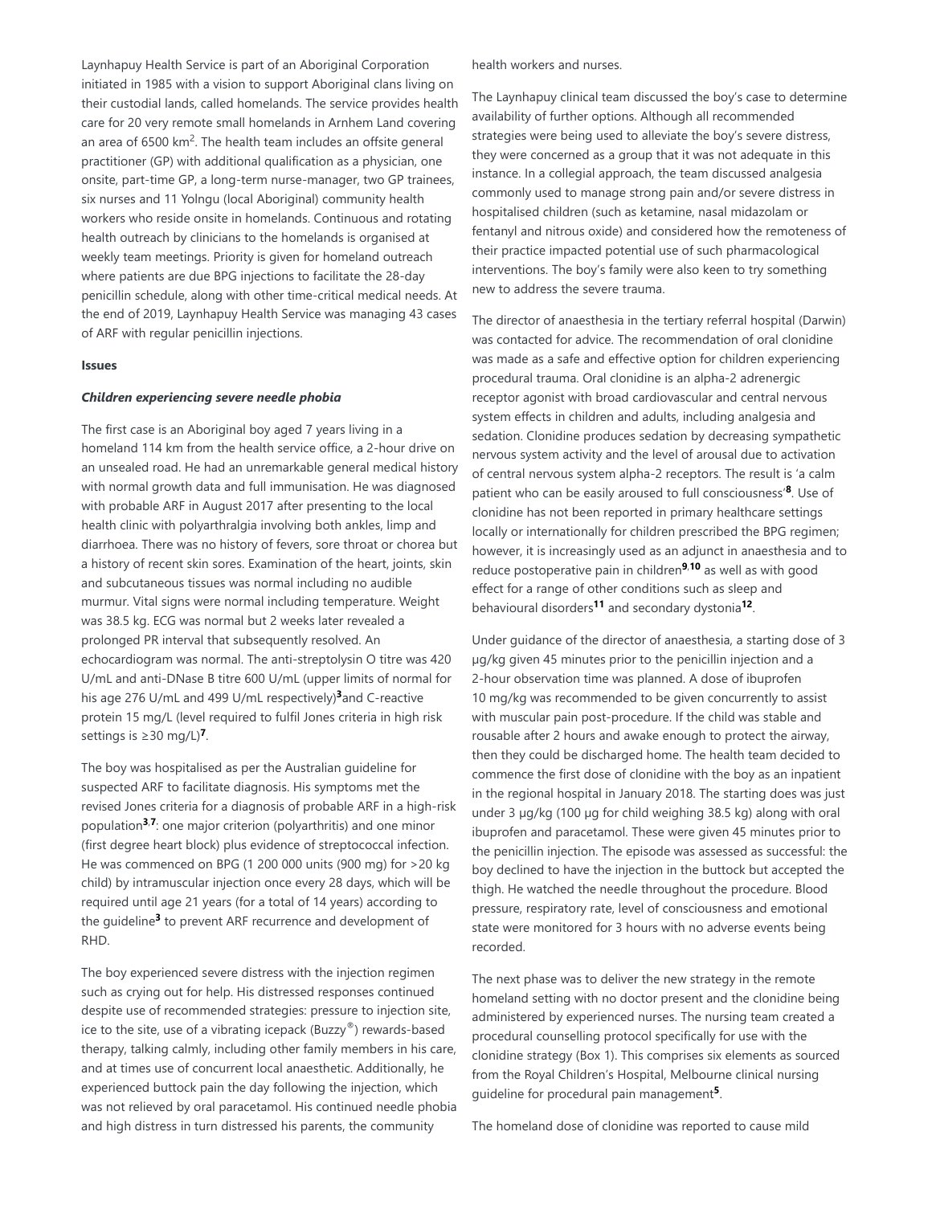Laynhapuy Health Service is part of an Aboriginal Corporation initiated in 1985 with a vision to support Aboriginal clans living on their custodial lands, called homelands. The service provides health care for 20 very remote small homelands in Arnhem Land covering an area of 6500 km$^2$. The health team includes an offsite general practitioner (GP) with additional qualification as a physician, one onsite, part-time GP, a long-term nurse-manager, two GP trainees, six nurses and 11 Yolngu (local Aboriginal) community health workers who reside onsite in homelands. Continuous and rotating health outreach by clinicians to the homelands is organised at weekly team meetings. Priority is given for homeland outreach where patients are due BPG injections to facilitate the 28-day penicillin schedule, along with other time-critical medical needs. At the end of 2019, Laynhapuy Health Service was managing 43 cases of ARF with regular penicillin injections.

**Issues**

***Children experiencing severe needle phobia***

The first case is an Aboriginal boy aged 7 years living in a homeland 114 km from the health service office, a 2-hour drive on an unsealed road. He had an unremarkable general medical history with normal growth data and full immunisation. He was diagnosed with probable ARF in August 2017 after presenting to the local health clinic with polyarthralgia involving both ankles, limp and diarrhoea. There was no history of fevers, sore throat or chorea but a history of recent skin sores. Examination of the heart, joints, skin and subcutaneous tissues was normal including no audible murmur. Vital signs were normal including temperature. Weight was 38.5 kg. ECG was normal but 2 weeks later revealed a prolonged PR interval that subsequently resolved. An echocardiogram was normal. The anti-streptolysin O titre was 420 U/mL and anti-DNase B titre 600 U/mL (upper limits of normal for his age 276 U/mL and 499 U/mL respectively)[3] and C-reactive protein 15 mg/L (level required to fulfil Jones criteria in high risk settings is ≥30 mg/L)[7].

The boy was hospitalised as per the Australian guideline for suspected ARF to facilitate diagnosis. His symptoms met the revised Jones criteria for a diagnosis of probable ARF in a high-risk population[3,7]: one major criterion (polyarthritis) and one minor (first degree heart block) plus evidence of streptococcal infection. He was commenced on BPG (1 200 000 units (900 mg) for >20 kg child) by intramuscular injection once every 28 days, which will be required until age 21 years (for a total of 14 years) according to the guideline[3] to prevent ARF recurrence and development of RHD.

The boy experienced severe distress with the injection regimen such as crying out for help. His distressed responses continued despite use of recommended strategies: pressure to injection site, ice to the site, use of a vibrating icepack (Buzzy®) rewards-based therapy, talking calmly, including other family members in his care, and at times use of concurrent local anaesthetic. Additionally, he experienced buttock pain the day following the injection, which was not relieved by oral paracetamol. His continued needle phobia and high distress in turn distressed his parents, the community health workers and nurses.

The Laynhapuy clinical team discussed the boy's case to determine availability of further options. Although all recommended strategies were being used to alleviate the boy's severe distress, they were concerned as a group that it was not adequate in this instance. In a collegial approach, the team discussed analgesia commonly used to manage strong pain and/or severe distress in hospitalised children (such as ketamine, nasal midazolam or fentanyl and nitrous oxide) and considered how the remoteness of their practice impacted potential use of such pharmacological interventions. The boy's family were also keen to try something new to address the severe trauma.

The director of anaesthesia in the tertiary referral hospital (Darwin) was contacted for advice. The recommendation of oral clonidine was made as a safe and effective option for children experiencing procedural trauma. Oral clonidine is an alpha-2 adrenergic receptor agonist with broad cardiovascular and central nervous system effects in children and adults, including analgesia and sedation. Clonidine produces sedation by decreasing sympathetic nervous system activity and the level of arousal due to activation of central nervous system alpha-2 receptors. The result is 'a calm patient who can be easily aroused to full consciousness'[8]. Use of clonidine has not been reported in primary healthcare settings locally or internationally for children prescribed the BPG regimen; however, it is increasingly used as an adjunct in anaesthesia and to reduce postoperative pain in children[9,10] as well as with good effect for a range of other conditions such as sleep and behavioural disorders[11] and secondary dystonia[12].

Under guidance of the director of anaesthesia, a starting dose of 3 μg/kg given 45 minutes prior to the penicillin injection and a 2-hour observation time was planned. A dose of ibuprofen 10 mg/kg was recommended to be given concurrently to assist with muscular pain post-procedure. If the child was stable and rousable after 2 hours and awake enough to protect the airway, then they could be discharged home. The health team decided to commence the first dose of clonidine with the boy as an inpatient in the regional hospital in January 2018. The starting dose was just under 3 μg/kg (100 μg for child weighing 38.5 kg) along with oral ibuprofen and paracetamol. These were given 45 minutes prior to the penicillin injection. The episode was assessed as successful: the boy declined to have the injection in the buttock but accepted the thigh. He watched the needle throughout the procedure. Blood pressure, respiratory rate, level of consciousness and emotional state were monitored for 3 hours with no adverse events being recorded.

The next phase was to deliver the new strategy in the remote homeland setting with no doctor present and the clonidine being administered by experienced nurses. The nursing team created a procedural counselling protocol specifically for use with the clonidine strategy (Box 1). This comprises six elements as sourced from the Royal Children's Hospital, Melbourne clinical nursing guideline for procedural pain management[5].

The homeland dose of clonidine was reported to cause mild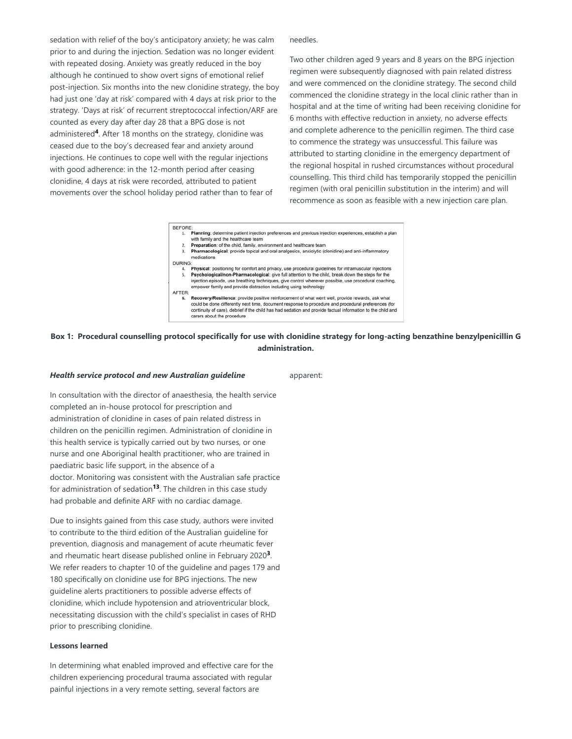sedation with relief of the boy's anticipatory anxiety; he was calm prior to and during the injection. Sedation was no longer evident with repeated dosing. Anxiety was greatly reduced in the boy although he continued to show overt signs of emotional relief post-injection. Six months into the new clonidine strategy, the boy had just one 'day at risk' compared with 4 days at risk prior to the strategy. 'Days at risk' of recurrent streptococcal infection/ARF are counted as every day after day 28 that a BPG dose is not administered[4]. After 18 months on the strategy, clonidine was ceased due to the boy's decreased fear and anxiety around injections. He continues to cope well with the regular injections with good adherence: in the 12-month period after ceasing clonidine, 4 days at risk were recorded, attributed to patient movements over the school holiday period rather than to fear of needles.

Two other children aged 9 years and 8 years on the BPG injection regimen were subsequently diagnosed with pain related distress and were commenced on the clonidine strategy. The second child commenced the clonidine strategy in the local clinic rather than in hospital and at the time of writing had been receiving clonidine for 6 months with effective reduction in anxiety, no adverse effects and complete adherence to the penicillin regimen. The third case to commence the strategy was unsuccessful. This failure was attributed to starting clonidine in the emergency department of the regional hospital in rushed circumstances without procedural counselling. This third child has temporarily stopped the penicillin regimen (with oral penicillin substitution in the interim) and will recommence as soon as feasible with a new injection care plan.

BEFORE:
1. **Planning**: determine patient injection preferences and previous injection experiences, establish a plan with family and the healthcare team
2. **Preparation**: of the child, family, environment and healthcare team
3. **Pharmacological**: provide topical and oral analgesics, anxiolytic (clonidine) and anti-inflammatory medications

DURING:
4. **Physical**: positioning for comfort and privacy, use procedural guidelines for intramuscular injections
5. **Psychological/non-Pharmacological**: give full attention to the child, break down the steps for the injection episode, use breathing techniques, give control wherever possible, use procedural coaching, empower family and provide distraction including using technology

AFTER:
6. **Recovery/Resilience**: provide positive reinforcement of what went well, provide rewards, ask what could be done differently next time, document response to procedure and procedural preferences (for continuity of care), debrief if the child has had sedation and provide factual information to the child and carers about the procedure

**Box 1: Procedural counselling protocol specifically for use with clonidine strategy for long-acting benzathine benzylpenicillin G administration.**

***Health service protocol and new Australian guideline***

In consultation with the director of anaesthesia, the health service completed an in-house protocol for prescription and administration of clonidine in cases of pain related distress in children on the penicillin regimen. Administration of clonidine in this health service is typically carried out by two nurses, or one nurse and one Aboriginal health practitioner, who are trained in paediatric basic life support, in the absence of a doctor. Monitoring was consistent with the Australian safe practice for administration of sedation[13]. The children in this case study had probable and definite ARF with no cardiac damage.

Due to insights gained from this case study, authors were invited to contribute to the third edition of the Australian guideline for prevention, diagnosis and management of acute rheumatic fever and rheumatic heart disease published online in February 2020[3]. We refer readers to chapter 10 of the guideline and pages 179 and 180 specifically on clonidine use for BPG injections. The new guideline alerts practitioners to possible adverse effects of clonidine, which include hypotension and atrioventricular block, necessitating discussion with the child's specialist in cases of RHD prior to prescribing clonidine.

**Lessons learned**

In determining what enabled improved and effective care for the children experiencing procedural trauma associated with regular painful injections in a very remote setting, several factors are apparent: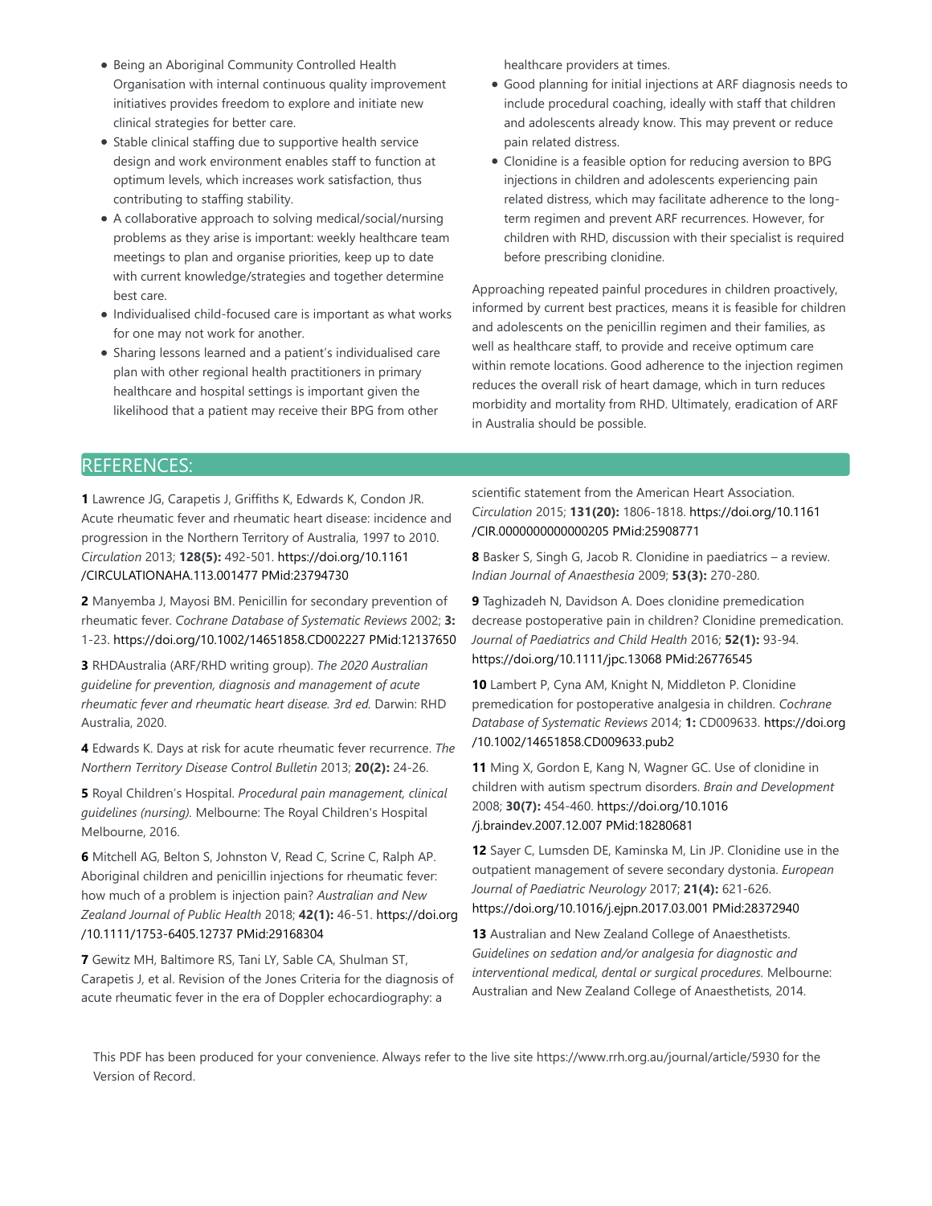- Being an Aboriginal Community Controlled Health Organisation with internal continuous quality improvement initiatives provides freedom to explore and initiate new clinical strategies for better care.
- Stable clinical staffing due to supportive health service design and work environment enables staff to function at optimum levels, which increases work satisfaction, thus contributing to staffing stability.
- A collaborative approach to solving medical/social/nursing problems as they arise is important: weekly healthcare team meetings to plan and organise priorities, keep up to date with current knowledge/strategies and together determine best care.
- Individualised child-focused care is important as what works for one may not work for another.
- Sharing lessons learned and a patient's individualised care plan with other regional health practitioners in primary healthcare and hospital settings is important given the likelihood that a patient may receive their BPG from other healthcare providers at times.
- Good planning for initial injections at ARF diagnosis needs to include procedural coaching, ideally with staff that children and adolescents already know. This may prevent or reduce pain related distress.
- Clonidine is a feasible option for reducing aversion to BPG injections in children and adolescents experiencing pain related distress, which may facilitate adherence to the long-term regimen and prevent ARF recurrences. However, for children with RHD, discussion with their specialist is required before prescribing clonidine.

Approaching repeated painful procedures in children proactively, informed by current best practices, means it is feasible for children and adolescents on the penicillin regimen and their families, as well as healthcare staff, to provide and receive optimum care within remote locations. Good adherence to the injection regimen reduces the overall risk of heart damage, which in turn reduces morbidity and mortality from RHD. Ultimately, eradication of ARF in Australia should be possible.

## REFERENCES:

**1** Lawrence JG, Carapetis J, Griffiths K, Edwards K, Condon JR. Acute rheumatic fever and rheumatic heart disease: incidence and progression in the Northern Territory of Australia, 1997 to 2010. *Circulation* 2013; **128(5):** 492-501. https://doi.org/10.1161/CIRCULATIONAHA.113.001477 PMid:23794730

**2** Manyemba J, Mayosi BM. Penicillin for secondary prevention of rheumatic fever. *Cochrane Database of Systematic Reviews* 2002; **3:** 1-23. https://doi.org/10.1002/14651858.CD002227 PMid:12137650

**3** RHDAustralia (ARF/RHD writing group). *The 2020 Australian guideline for prevention, diagnosis and management of acute rheumatic fever and rheumatic heart disease. 3rd ed.* Darwin: RHD Australia, 2020.

**4** Edwards K. Days at risk for acute rheumatic fever recurrence. *The Northern Territory Disease Control Bulletin* 2013; **20(2):** 24-26.

**5** Royal Children's Hospital. *Procedural pain management, clinical guidelines (nursing).* Melbourne: The Royal Children's Hospital Melbourne, 2016.

**6** Mitchell AG, Belton S, Johnston V, Read C, Scrine C, Ralph AP. Aboriginal children and penicillin injections for rheumatic fever: how much of a problem is injection pain? *Australian and New Zealand Journal of Public Health* 2018; **42(1):** 46-51. https://doi.org/10.1111/1753-6405.12737 PMid:29168304

**7** Gewitz MH, Baltimore RS, Tani LY, Sable CA, Shulman ST, Carapetis J, et al. Revision of the Jones Criteria for the diagnosis of acute rheumatic fever in the era of Doppler echocardiography: a scientific statement from the American Heart Association. *Circulation* 2015; **131(20):** 1806-1818. https://doi.org/10.1161/CIR.0000000000000205 PMid:25908771

**8** Basker S, Singh G, Jacob R. Clonidine in paediatrics – a review. *Indian Journal of Anaesthesia* 2009; **53(3):** 270-280.

**9** Taghizadeh N, Davidson A. Does clonidine premedication decrease postoperative pain in children? Clonidine premedication. *Journal of Paediatrics and Child Health* 2016; **52(1):** 93-94. https://doi.org/10.1111/jpc.13068 PMid:26776545

**10** Lambert P, Cyna AM, Knight N, Middleton P. Clonidine premedication for postoperative analgesia in children. *Cochrane Database of Systematic Reviews* 2014; **1:** CD009633. https://doi.org/10.1002/14651858.CD009633.pub2

**11** Ming X, Gordon E, Kang N, Wagner GC. Use of clonidine in children with autism spectrum disorders. *Brain and Development* 2008; **30(7):** 454-460. https://doi.org/10.1016/j.braindev.2007.12.007 PMid:18280681

**12** Sayer C, Lumsden DE, Kaminska M, Lin JP. Clonidine use in the outpatient management of severe secondary dystonia. *European Journal of Paediatric Neurology* 2017; **21(4):** 621-626. https://doi.org/10.1016/j.ejpn.2017.03.001 PMid:28372940

**13** Australian and New Zealand College of Anaesthetists. *Guidelines on sedation and/or analgesia for diagnostic and interventional medical, dental or surgical procedures.* Melbourne: Australian and New Zealand College of Anaesthetists, 2014.

This PDF has been produced for your convenience. Always refer to the live site https://www.rrh.org.au/journal/article/5930 for the Version of Record.